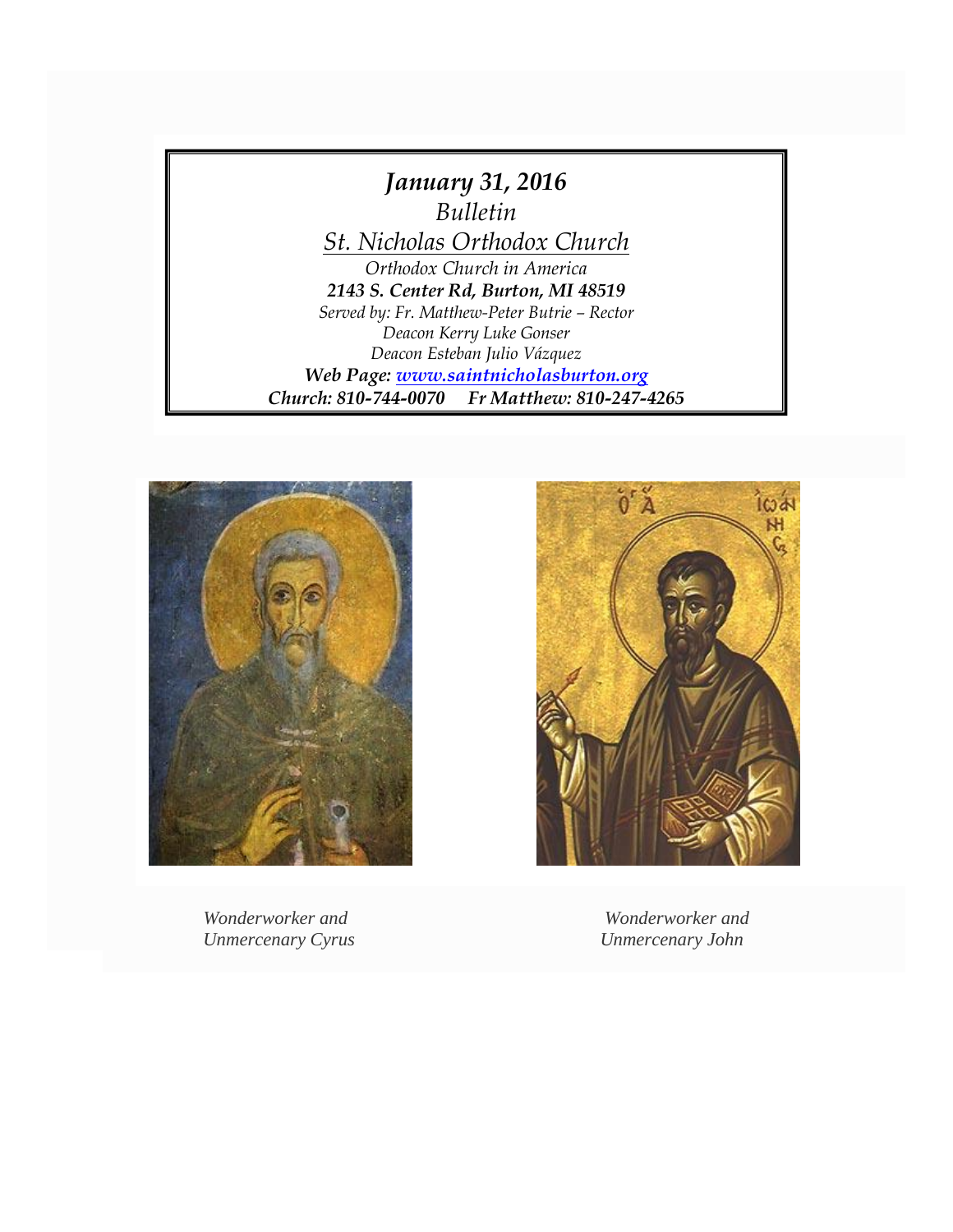*January 31, 2016*

*Bulletin*

*St. Nicholas Orthodox Church*

*Orthodox Church in America*

***2143 S. Center Rd, Burton, MI 48519***

*Served by: Fr. Matthew-Peter Butrie – Rector*

*Deacon Kerry Luke Gonser*

*Deacon Esteban Julio Vázquez*

***Web Page: [www.saintnicholasburton.org](http://www.saintnicholasburton.org)***

***Church: 810-744-0070 Fr Matthew: 810-247-4265***

*Wonderworker and Unmercenary Cyrus*

*Wonderworker and Unmercenary John*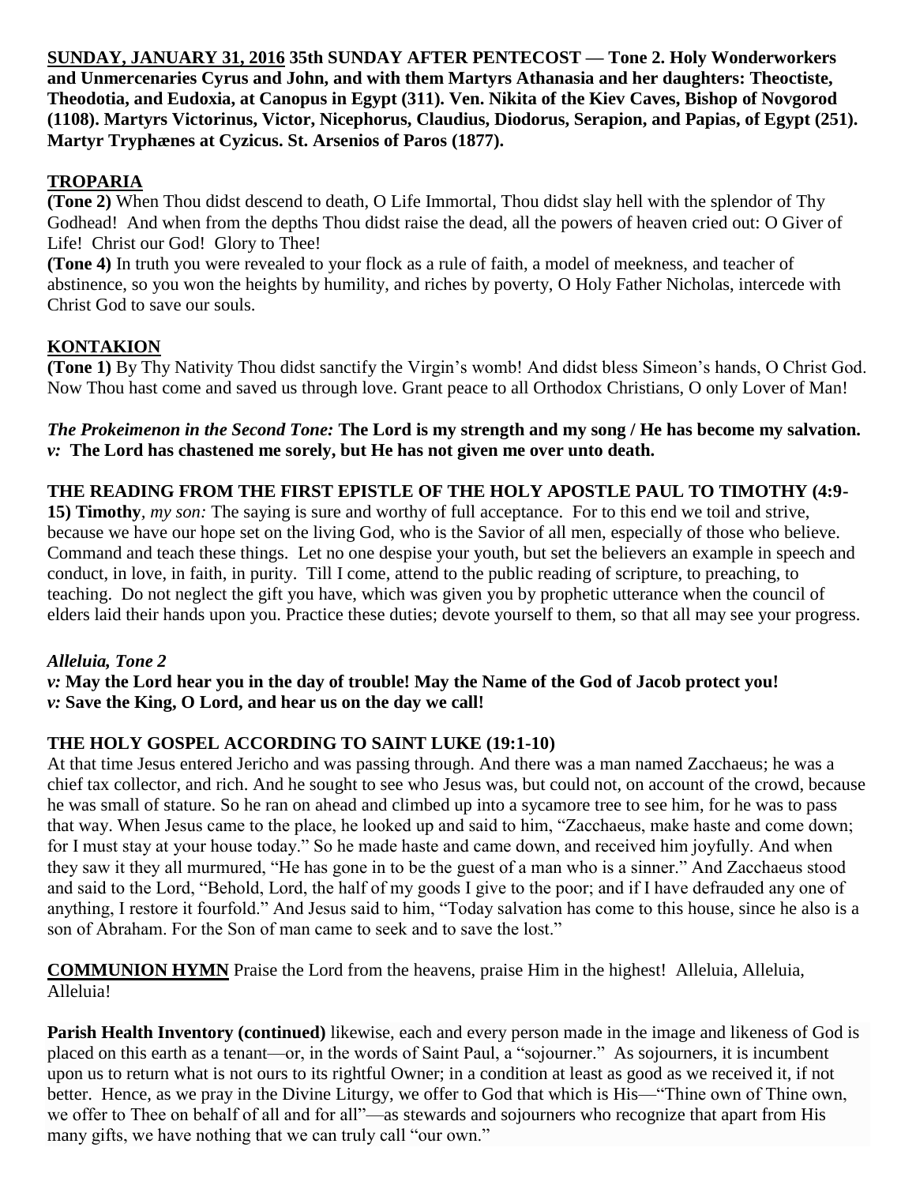**SUNDAY, JANUARY 31, 2016 35th SUNDAY AFTER PENTECOST — Tone 2. Holy Wonderworkers and Unmercenaries Cyrus and John, and with them Martyrs Athanasia and her daughters: Theoctiste, Theodotia, and Eudoxia, at Canopus in Egypt (311). Ven. Nikita of the Kiev Caves, Bishop of Novgorod (1108). Martyrs Victorinus, Victor, Nicephorus, Claudius, Diodorus, Serapion, and Papias, of Egypt (251). Martyr Tryphænes at Cyzicus. St. Arsenios of Paros (1877).**

## TROPARIA

**(Tone 2)** When Thou didst descend to death, O Life Immortal, Thou didst slay hell with the splendor of Thy Godhead! And when from the depths Thou didst raise the dead, all the powers of heaven cried out: O Giver of Life! Christ our God! Glory to Thee!

**(Tone 4)** In truth you were revealed to your flock as a rule of faith, a model of meekness, and teacher of abstinence, so you won the heights by humility, and riches by poverty, O Holy Father Nicholas, intercede with Christ God to save our souls.

## KONTAKION

**(Tone 1)** By Thy Nativity Thou didst sanctify the Virgin's womb! And didst bless Simeon's hands, O Christ God. Now Thou hast come and saved us through love. Grant peace to all Orthodox Christians, O only Lover of Man!

***The Prokeimenon in the Second Tone:*** **The Lord is my strength and my song / He has become my salvation.**
***v:*** **The Lord has chastened me sorely, but He has not given me over unto death.**

**THE READING FROM THE FIRST EPISTLE OF THE HOLY APOSTLE PAUL TO TIMOTHY (4:9-15) Timothy**, *my son:* The saying is sure and worthy of full acceptance. For to this end we toil and strive, because we have our hope set on the living God, who is the Savior of all men, especially of those who believe. Command and teach these things. Let no one despise your youth, but set the believers an example in speech and conduct, in love, in faith, in purity. Till I come, attend to the public reading of scripture, to preaching, to teaching. Do not neglect the gift you have, which was given you by prophetic utterance when the council of elders laid their hands upon you. Practice these duties; devote yourself to them, so that all may see your progress.

***Alleluia, Tone 2***
***v:*** **May the Lord hear you in the day of trouble! May the Name of the God of Jacob protect you!**
***v:*** **Save the King, O Lord, and hear us on the day we call!**

**THE HOLY GOSPEL ACCORDING TO SAINT LUKE (19:1-10)**
At that time Jesus entered Jericho and was passing through. And there was a man named Zacchaeus; he was a chief tax collector, and rich. And he sought to see who Jesus was, but could not, on account of the crowd, because he was small of stature. So he ran on ahead and climbed up into a sycamore tree to see him, for he was to pass that way. When Jesus came to the place, he looked up and said to him, "Zacchaeus, make haste and come down; for I must stay at your house today." So he made haste and came down, and received him joyfully. And when they saw it they all murmured, "He has gone in to be the guest of a man who is a sinner." And Zacchaeus stood and said to the Lord, "Behold, Lord, the half of my goods I give to the poor; and if I have defrauded any one of anything, I restore it fourfold." And Jesus said to him, "Today salvation has come to this house, since he also is a son of Abraham. For the Son of man came to seek and to save the lost."

**COMMUNION HYMN** Praise the Lord from the heavens, praise Him in the highest! Alleluia, Alleluia, Alleluia!

**Parish Health Inventory (continued)** likewise, each and every person made in the image and likeness of God is placed on this earth as a tenant—or, in the words of Saint Paul, a "sojourner." As sojourners, it is incumbent upon us to return what is not ours to its rightful Owner; in a condition at least as good as we received it, if not better. Hence, as we pray in the Divine Liturgy, we offer to God that which is His—"Thine own of Thine own, we offer to Thee on behalf of all and for all"—as stewards and sojourners who recognize that apart from His many gifts, we have nothing that we can truly call "our own."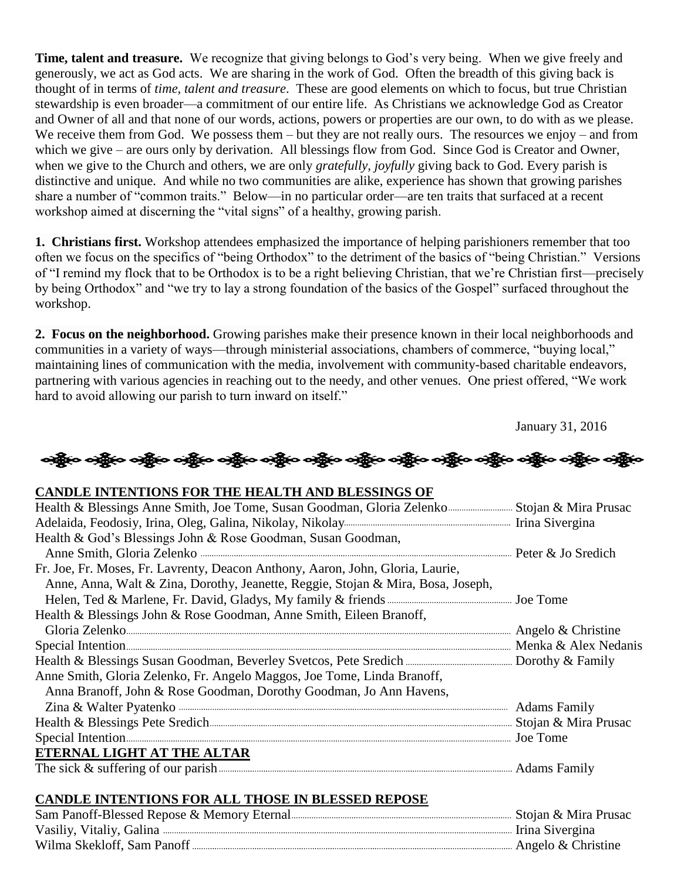**Time, talent and treasure.** We recognize that giving belongs to God's very being. When we give freely and generously, we act as God acts. We are sharing in the work of God. Often the breadth of this giving back is thought of in terms of *time, talent and treasure*. These are good elements on which to focus, but true Christian stewardship is even broader—a commitment of our entire life. As Christians we acknowledge God as Creator and Owner of all and that none of our words, actions, powers or properties are our own, to do with as we please. We receive them from God. We possess them – but they are not really ours. The resources we enjoy – and from which we give – are ours only by derivation. All blessings flow from God. Since God is Creator and Owner, when we give to the Church and others, we are only *gratefully, joyfully* giving back to God. Every parish is distinctive and unique. And while no two communities are alike, experience has shown that growing parishes share a number of "common traits." Below—in no particular order—are ten traits that surfaced at a recent workshop aimed at discerning the "vital signs" of a healthy, growing parish.

**1. Christians first.** Workshop attendees emphasized the importance of helping parishioners remember that too often we focus on the specifics of "being Orthodox" to the detriment of the basics of "being Christian." Versions of "I remind my flock that to be Orthodox is to be a right believing Christian, that we're Christian first—precisely by being Orthodox" and "we try to lay a strong foundation of the basics of the Gospel" surfaced throughout the workshop.

**2. Focus on the neighborhood.** Growing parishes make their presence known in their local neighborhoods and communities in a variety of ways—through ministerial associations, chambers of commerce, "buying local," maintaining lines of communication with the media, involvement with community-based charitable endeavors, partnering with various agencies in reaching out to the needy, and other venues. One priest offered, "We work hard to avoid allowing our parish to turn inward on itself."

January 31, 2016

**CANDLE INTENTIONS FOR THE HEALTH AND BLESSINGS OF**

Health & Blessings Anne Smith, Joe Tome, Susan Goodman, Gloria Zelenko ........ Stojan & Mira Prusac
Adelaida, Feodosiy, Irina, Oleg, Galina, Nikolay, Nikolay ........ Irina Sivergina
Health & God's Blessings John & Rose Goodman, Susan Goodman, Anne Smith, Gloria Zelenko ........ Peter & Jo Sredich
Fr. Joe, Fr. Moses, Fr. Lavrenty, Deacon Anthony, Aaron, John, Gloria, Laurie, Anne, Anna, Walt & Zina, Dorothy, Jeanette, Reggie, Stojan & Mira, Bosa, Joseph, Helen, Ted & Marlene, Fr. David, Gladys, My family & friends ........ Joe Tome
Health & Blessings John & Rose Goodman, Anne Smith, Eileen Branoff, Gloria Zelenko ........ Angelo & Christine
Special Intention ........ Menka & Alex Nedanis
Health & Blessings Susan Goodman, Beverley Svetcos, Pete Sredich ........ Dorothy & Family
Anne Smith, Gloria Zelenko, Fr. Angelo Maggos, Joe Tome, Linda Branoff, Anna Branoff, John & Rose Goodman, Dorothy Goodman, Jo Ann Havens, Zina & Walter Pyatenko ........ Adams Family
Health & Blessings Pete Sredich ........ Stojan & Mira Prusac
Special Intention ........ Joe Tome

**ETERNAL LIGHT AT THE ALTAR**

The sick & suffering of our parish ........ Adams Family

**CANDLE INTENTIONS FOR ALL THOSE IN BLESSED REPOSE**

Sam Panoff-Blessed Repose & Memory Eternal ........ Stojan & Mira Prusac
Vasiliy, Vitaliy, Galina ........ Irina Sivergina
Wilma Skekloff, Sam Panoff ........ Angelo & Christine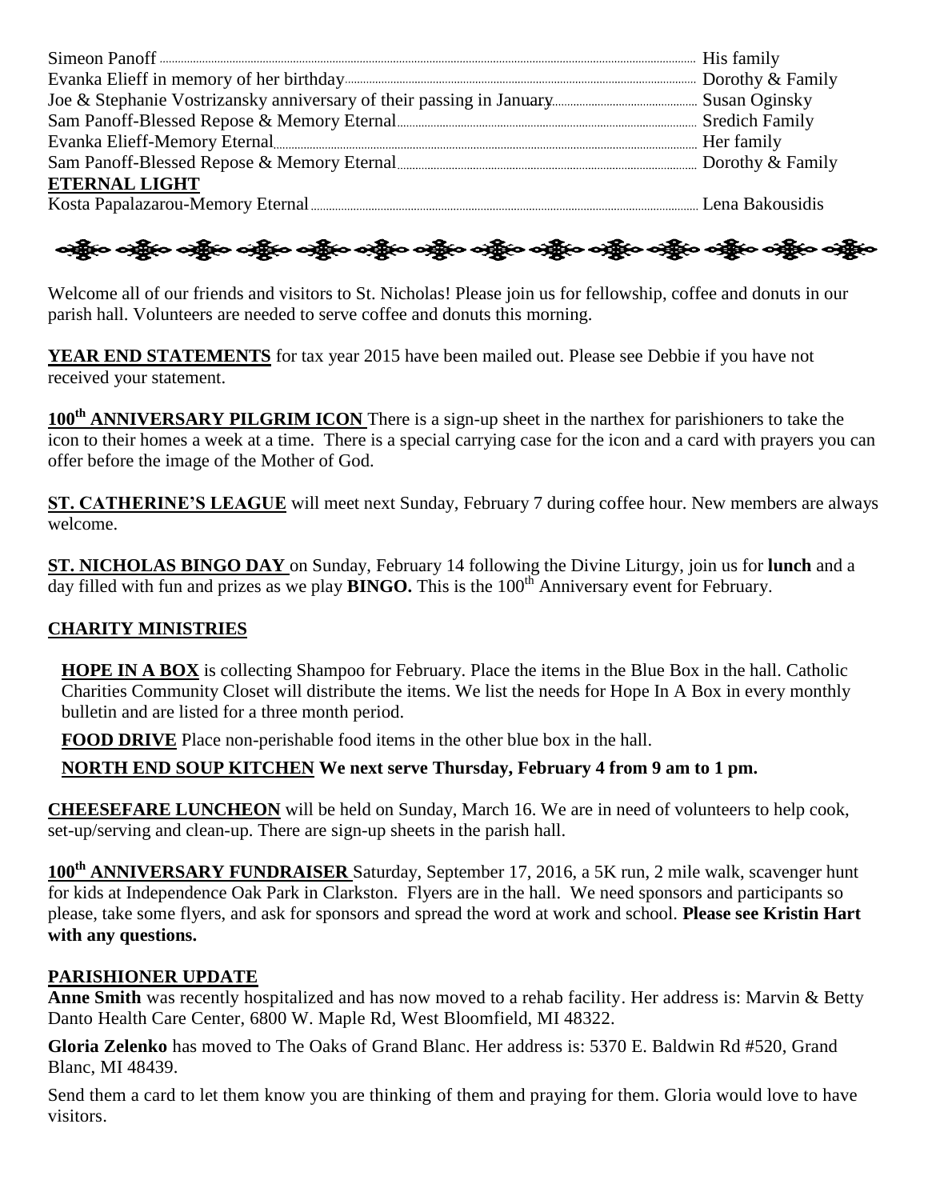Simeon Panoff ........................................ His family
Evanka Elieff in memory of her birthday ........................................ Dorothy & Family
Joe & Stephanie Vostrizansky anniversary of their passing in January ........................................ Susan Oginsky
Sam Panoff-Blessed Repose & Memory Eternal ........................................ Sredich Family
Evanka Elieff-Memory Eternal ........................................ Her family
Sam Panoff-Blessed Repose & Memory Eternal ........................................ Dorothy & Family

**ETERNAL LIGHT**

Kosta Papalazarou-Memory Eternal ........................................ Lena Bakousidis

---

Welcome all of our friends and visitors to St. Nicholas! Please join us for fellowship, coffee and donuts in our parish hall. Volunteers are needed to serve coffee and donuts this morning.

**YEAR END STATEMENTS** for tax year 2015 have been mailed out. Please see Debbie if you have not received your statement.

**100th ANNIVERSARY PILGRIM ICON** There is a sign-up sheet in the narthex for parishioners to take the icon to their homes a week at a time. There is a special carrying case for the icon and a card with prayers you can offer before the image of the Mother of God.

**ST. CATHERINE'S LEAGUE** will meet next Sunday, February 7 during coffee hour. New members are always welcome.

**ST. NICHOLAS BINGO DAY** on Sunday, February 14 following the Divine Liturgy, join us for **lunch** and a day filled with fun and prizes as we play **BINGO.** This is the 100th Anniversary event for February.

**CHARITY MINISTRIES**

**HOPE IN A BOX** is collecting Shampoo for February. Place the items in the Blue Box in the hall. Catholic Charities Community Closet will distribute the items. We list the needs for Hope In A Box in every monthly bulletin and are listed for a three month period.

**FOOD DRIVE** Place non-perishable food items in the other blue box in the hall.

**NORTH END SOUP KITCHEN We next serve Thursday, February 4 from 9 am to 1 pm.**

**CHEESEFARE LUNCHEON** will be held on Sunday, March 16. We are in need of volunteers to help cook, set-up/serving and clean-up. There are sign-up sheets in the parish hall.

**100th ANNIVERSARY FUNDRAISER** Saturday, September 17, 2016, a 5K run, 2 mile walk, scavenger hunt for kids at Independence Oak Park in Clarkston. Flyers are in the hall. We need sponsors and participants so please, take some flyers, and ask for sponsors and spread the word at work and school. **Please see Kristin Hart with any questions.**

**PARISHIONER UPDATE**

**Anne Smith** was recently hospitalized and has now moved to a rehab facility. Her address is: Marvin & Betty Danto Health Care Center, 6800 W. Maple Rd, West Bloomfield, MI 48322.

**Gloria Zelenko** has moved to The Oaks of Grand Blanc. Her address is: 5370 E. Baldwin Rd #520, Grand Blanc, MI 48439.

Send them a card to let them know you are thinking of them and praying for them. Gloria would love to have visitors.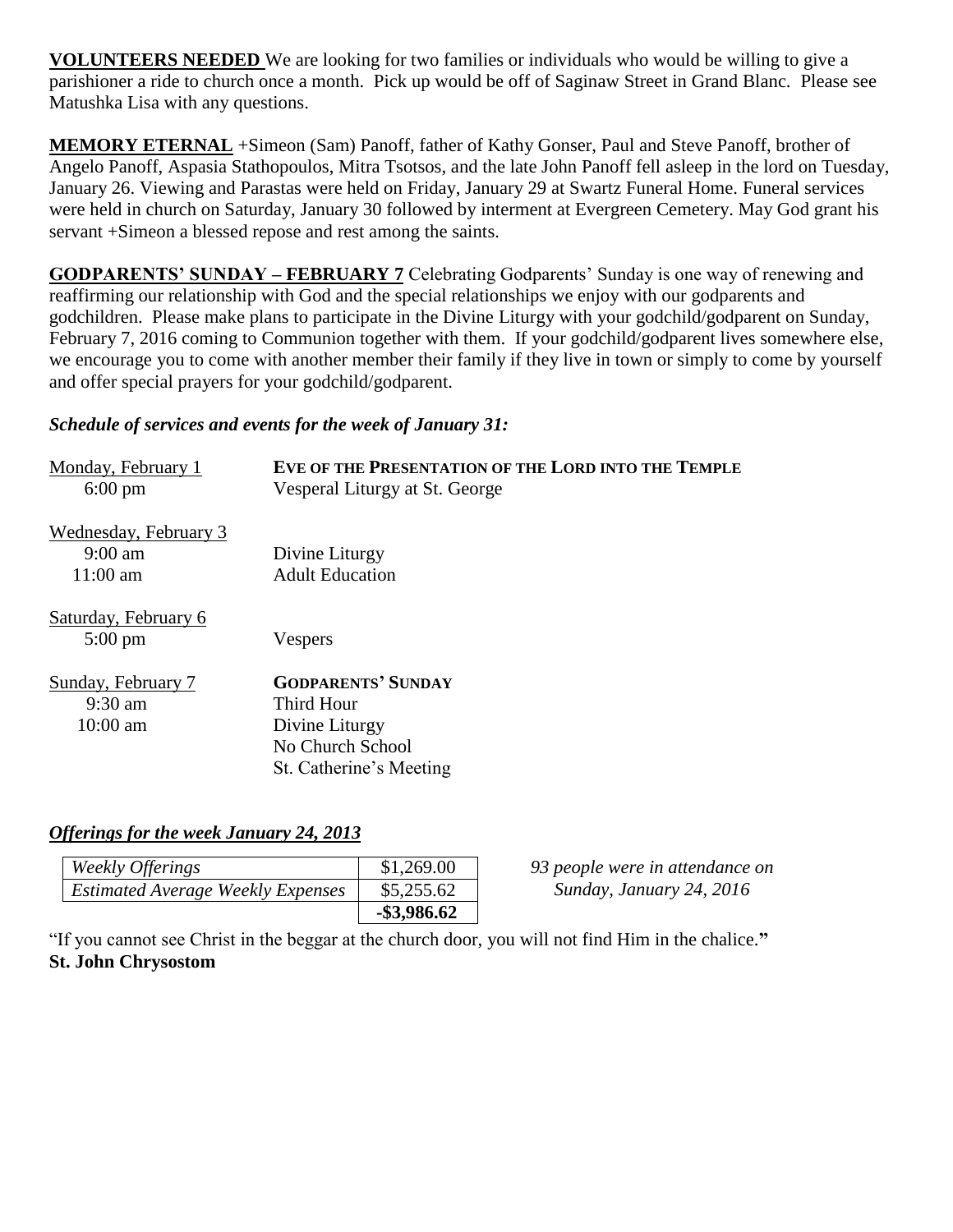**VOLUNTEERS NEEDED** We are looking for two families or individuals who would be willing to give a parishioner a ride to church once a month. Pick up would be off of Saginaw Street in Grand Blanc. Please see Matushka Lisa with any questions.

**MEMORY ETERNAL** +Simeon (Sam) Panoff, father of Kathy Gonser, Paul and Steve Panoff, brother of Angelo Panoff, Aspasia Stathopoulos, Mitra Tsotsos, and the late John Panoff fell asleep in the lord on Tuesday, January 26. Viewing and Parastas were held on Friday, January 29 at Swartz Funeral Home. Funeral services were held in church on Saturday, January 30 followed by interment at Evergreen Cemetery. May God grant his servant +Simeon a blessed repose and rest among the saints.

**GODPARENTS' SUNDAY – FEBRUARY 7** Celebrating Godparents' Sunday is one way of renewing and reaffirming our relationship with God and the special relationships we enjoy with our godparents and godchildren. Please make plans to participate in the Divine Liturgy with your godchild/godparent on Sunday, February 7, 2016 coming to Communion together with them. If your godchild/godparent lives somewhere else, we encourage you to come with another member their family if they live in town or simply to come by yourself and offer special prayers for your godchild/godparent.

***Schedule of services and events for the week of January 31:***

Monday, February 1 — **EVE OF THE PRESENTATION OF THE LORD INTO THE TEMPLE**
6:00 pm — Vesperal Liturgy at St. George

Wednesday, February 3
9:00 am — Divine Liturgy
11:00 am — Adult Education

Saturday, February 6
5:00 pm — Vespers

Sunday, February 7 — **GODPARENTS' SUNDAY**
9:30 am — Third Hour
10:00 am — Divine Liturgy
No Church School
St. Catherine's Meeting

***Offerings for the week January 24, 2013***

| | |
|---|---|
| *Weekly Offerings* | $1,269.00 |
| *Estimated Average Weekly Expenses* | $5,255.62 |
| | **-$3,986.62** |

*93 people were in attendance on Sunday, January 24, 2016*

"If you cannot see Christ in the beggar at the church door, you will not find Him in the chalice."
**St. John Chrysostom**